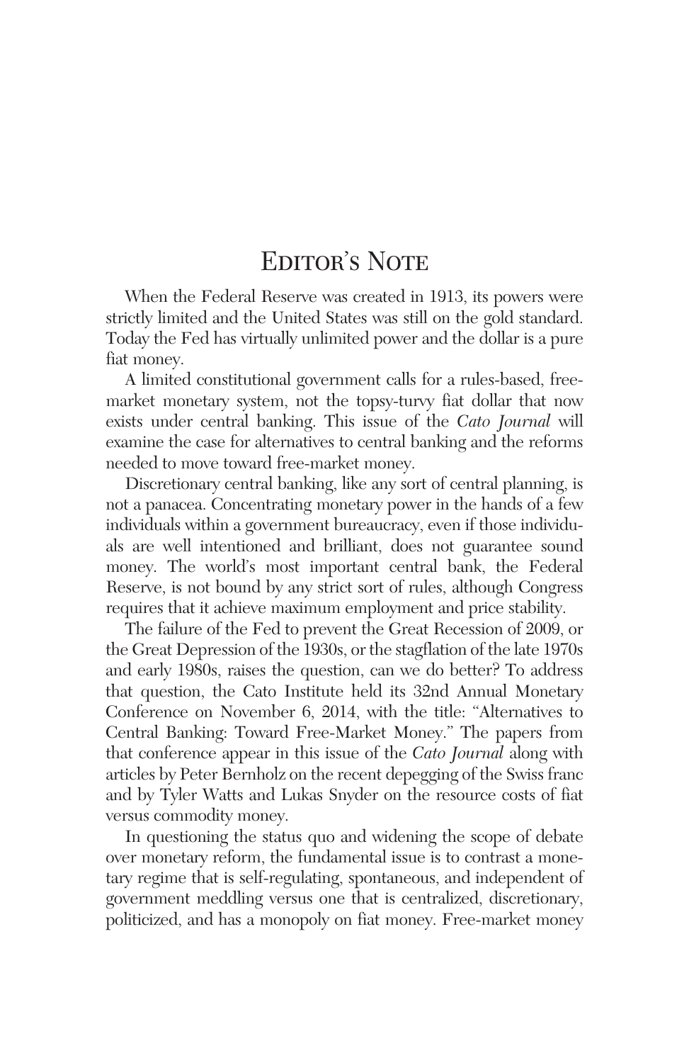# Editor's Note

When the Federal Reserve was created in 1913, its powers were strictly limited and the United States was still on the gold standard. Today the Fed has virtually unlimited power and the dollar is a pure fiat money.

A limited constitutional government calls for a rules-based, free-market monetary system, not the topsy-turvy fiat dollar that now exists under central banking. This issue of the *Cato Journal* will examine the case for alternatives to central banking and the reforms needed to move toward free-market money.

Discretionary central banking, like any sort of central planning, is not a panacea. Concentrating monetary power in the hands of a few individuals within a government bureaucracy, even if those individuals are well intentioned and brilliant, does not guarantee sound money. The world's most important central bank, the Federal Reserve, is not bound by any strict sort of rules, although Congress requires that it achieve maximum employment and price stability.

The failure of the Fed to prevent the Great Recession of 2009, or the Great Depression of the 1930s, or the stagflation of the late 1970s and early 1980s, raises the question, can we do better? To address that question, the Cato Institute held its 32nd Annual Monetary Conference on November 6, 2014, with the title: "Alternatives to Central Banking: Toward Free-Market Money." The papers from that conference appear in this issue of the *Cato Journal* along with articles by Peter Bernholz on the recent depegging of the Swiss franc and by Tyler Watts and Lukas Snyder on the resource costs of fiat versus commodity money.

In questioning the status quo and widening the scope of debate over monetary reform, the fundamental issue is to contrast a monetary regime that is self-regulating, spontaneous, and independent of government meddling versus one that is centralized, discretionary, politicized, and has a monopoly on fiat money. Free-market money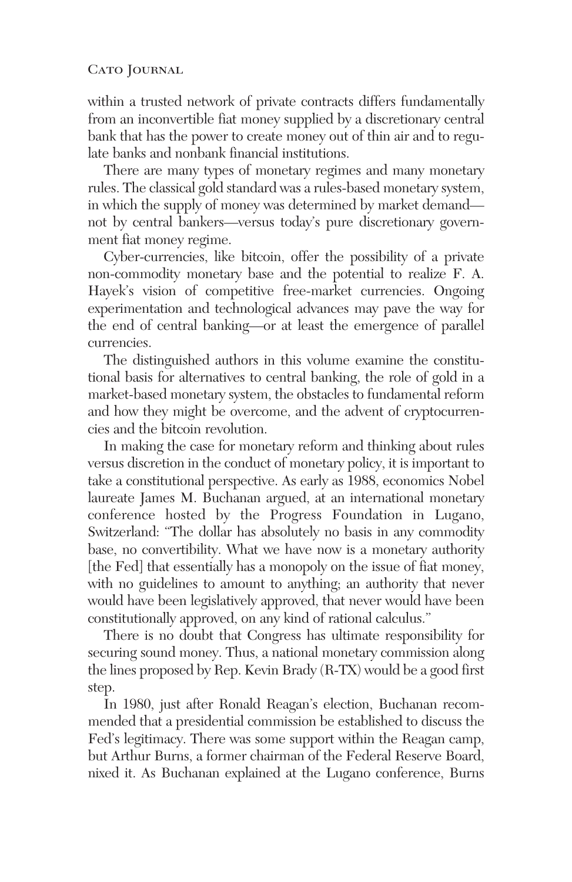within a trusted network of private contracts differs fundamentally from an inconvertible fiat money supplied by a discretionary central bank that has the power to create money out of thin air and to regulate banks and nonbank financial institutions.

There are many types of monetary regimes and many monetary rules. The classical gold standard was a rules-based monetary system, in which the supply of money was determined by market demand—not by central bankers—versus today's pure discretionary government fiat money regime.

Cyber-currencies, like bitcoin, offer the possibility of a private non-commodity monetary base and the potential to realize F. A. Hayek's vision of competitive free-market currencies. Ongoing experimentation and technological advances may pave the way for the end of central banking—or at least the emergence of parallel currencies.

The distinguished authors in this volume examine the constitutional basis for alternatives to central banking, the role of gold in a market-based monetary system, the obstacles to fundamental reform and how they might be overcome, and the advent of cryptocurrencies and the bitcoin revolution.

In making the case for monetary reform and thinking about rules versus discretion in the conduct of monetary policy, it is important to take a constitutional perspective. As early as 1988, economics Nobel laureate James M. Buchanan argued, at an international monetary conference hosted by the Progress Foundation in Lugano, Switzerland: "The dollar has absolutely no basis in any commodity base, no convertibility. What we have now is a monetary authority [the Fed] that essentially has a monopoly on the issue of fiat money, with no guidelines to amount to anything; an authority that never would have been legislatively approved, that never would have been constitutionally approved, on any kind of rational calculus."

There is no doubt that Congress has ultimate responsibility for securing sound money. Thus, a national monetary commission along the lines proposed by Rep. Kevin Brady (R-TX) would be a good first step.

In 1980, just after Ronald Reagan's election, Buchanan recommended that a presidential commission be established to discuss the Fed's legitimacy. There was some support within the Reagan camp, but Arthur Burns, a former chairman of the Federal Reserve Board, nixed it. As Buchanan explained at the Lugano conference, Burns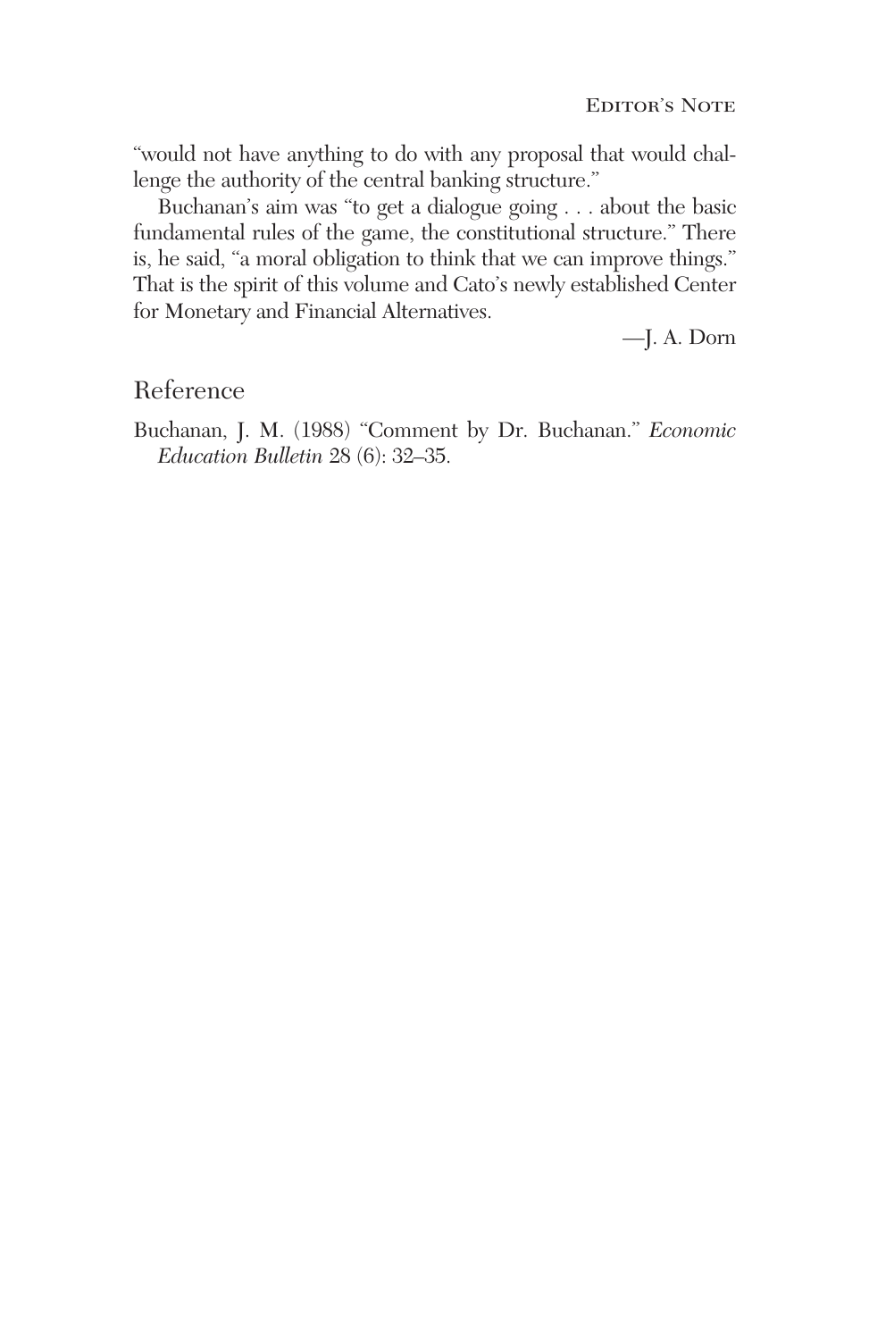"would not have anything to do with any proposal that would challenge the authority of the central banking structure."

Buchanan's aim was "to get a dialogue going . . . about the basic fundamental rules of the game, the constitutional structure." There is, he said, "a moral obligation to think that we can improve things." That is the spirit of this volume and Cato's newly established Center for Monetary and Financial Alternatives.

—J. A. Dorn

## Reference

Buchanan, J. M. (1988) "Comment by Dr. Buchanan." *Economic Education Bulletin* 28 (6): 32–35.